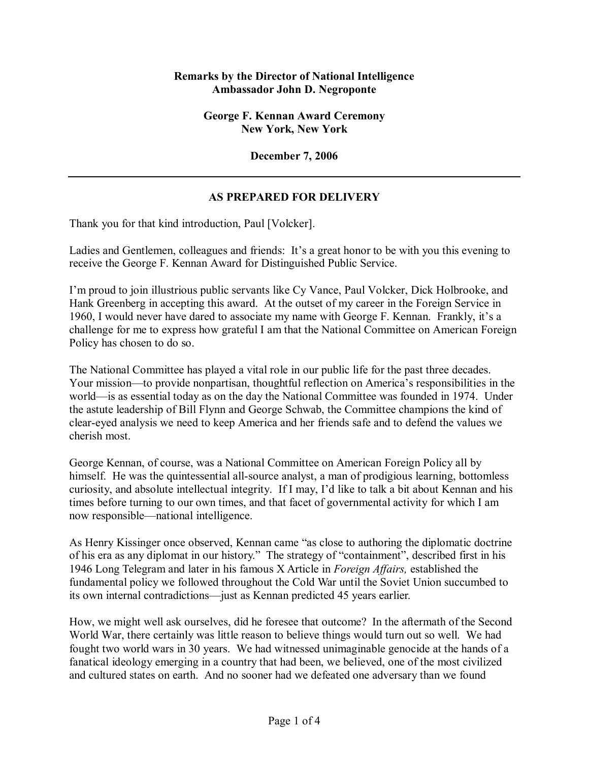**Remarks by the Director of National Intelligence**
**Ambassador John D. Negroponte**

**George F. Kennan Award Ceremony**
**New York, New York**

**December 7, 2006**

---

**AS PREPARED FOR DELIVERY**

Thank you for that kind introduction, Paul [Volcker].

Ladies and Gentlemen, colleagues and friends: It's a great honor to be with you this evening to receive the George F. Kennan Award for Distinguished Public Service.

I'm proud to join illustrious public servants like Cy Vance, Paul Volcker, Dick Holbrooke, and Hank Greenberg in accepting this award. At the outset of my career in the Foreign Service in 1960, I would never have dared to associate my name with George F. Kennan. Frankly, it's a challenge for me to express how grateful I am that the National Committee on American Foreign Policy has chosen to do so.

The National Committee has played a vital role in our public life for the past three decades. Your mission—to provide nonpartisan, thoughtful reflection on America's responsibilities in the world—is as essential today as on the day the National Committee was founded in 1974. Under the astute leadership of Bill Flynn and George Schwab, the Committee champions the kind of clear-eyed analysis we need to keep America and her friends safe and to defend the values we cherish most.

George Kennan, of course, was a National Committee on American Foreign Policy all by himself. He was the quintessential all-source analyst, a man of prodigious learning, bottomless curiosity, and absolute intellectual integrity. If I may, I'd like to talk a bit about Kennan and his times before turning to our own times, and that facet of governmental activity for which I am now responsible—national intelligence.

As Henry Kissinger once observed, Kennan came "as close to authoring the diplomatic doctrine of his era as any diplomat in our history." The strategy of "containment", described first in his 1946 Long Telegram and later in his famous X Article in *Foreign Affairs,* established the fundamental policy we followed throughout the Cold War until the Soviet Union succumbed to its own internal contradictions—just as Kennan predicted 45 years earlier.

How, we might well ask ourselves, did he foresee that outcome? In the aftermath of the Second World War, there certainly was little reason to believe things would turn out so well. We had fought two world wars in 30 years. We had witnessed unimaginable genocide at the hands of a fanatical ideology emerging in a country that had been, we believed, one of the most civilized and cultured states on earth. And no sooner had we defeated one adversary than we found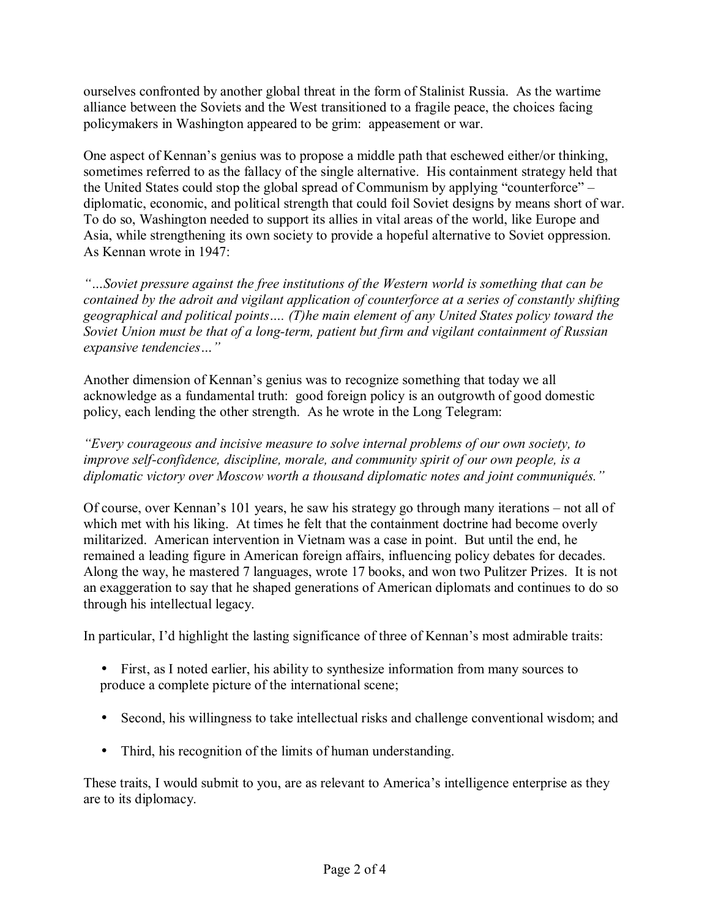ourselves confronted by another global threat in the form of Stalinist Russia. As the wartime alliance between the Soviets and the West transitioned to a fragile peace, the choices facing policymakers in Washington appeared to be grim: appeasement or war.

One aspect of Kennan's genius was to propose a middle path that eschewed either/or thinking, sometimes referred to as the fallacy of the single alternative. His containment strategy held that the United States could stop the global spread of Communism by applying "counterforce" – diplomatic, economic, and political strength that could foil Soviet designs by means short of war. To do so, Washington needed to support its allies in vital areas of the world, like Europe and Asia, while strengthening its own society to provide a hopeful alternative to Soviet oppression. As Kennan wrote in 1947:

*"…Soviet pressure against the free institutions of the Western world is something that can be contained by the adroit and vigilant application of counterforce at a series of constantly shifting geographical and political points…. (T)he main element of any United States policy toward the Soviet Union must be that of a long-term, patient but firm and vigilant containment of Russian expansive tendencies…"*

Another dimension of Kennan's genius was to recognize something that today we all acknowledge as a fundamental truth: good foreign policy is an outgrowth of good domestic policy, each lending the other strength. As he wrote in the Long Telegram:

*"Every courageous and incisive measure to solve internal problems of our own society, to improve self-confidence, discipline, morale, and community spirit of our own people, is a diplomatic victory over Moscow worth a thousand diplomatic notes and joint communiqués."*

Of course, over Kennan's 101 years, he saw his strategy go through many iterations – not all of which met with his liking. At times he felt that the containment doctrine had become overly militarized. American intervention in Vietnam was a case in point. But until the end, he remained a leading figure in American foreign affairs, influencing policy debates for decades. Along the way, he mastered 7 languages, wrote 17 books, and won two Pulitzer Prizes. It is not an exaggeration to say that he shaped generations of American diplomats and continues to do so through his intellectual legacy.

In particular, I'd highlight the lasting significance of three of Kennan's most admirable traits:

- First, as I noted earlier, his ability to synthesize information from many sources to produce a complete picture of the international scene;
- Second, his willingness to take intellectual risks and challenge conventional wisdom; and
- Third, his recognition of the limits of human understanding.

These traits, I would submit to you, are as relevant to America's intelligence enterprise as they are to its diplomacy.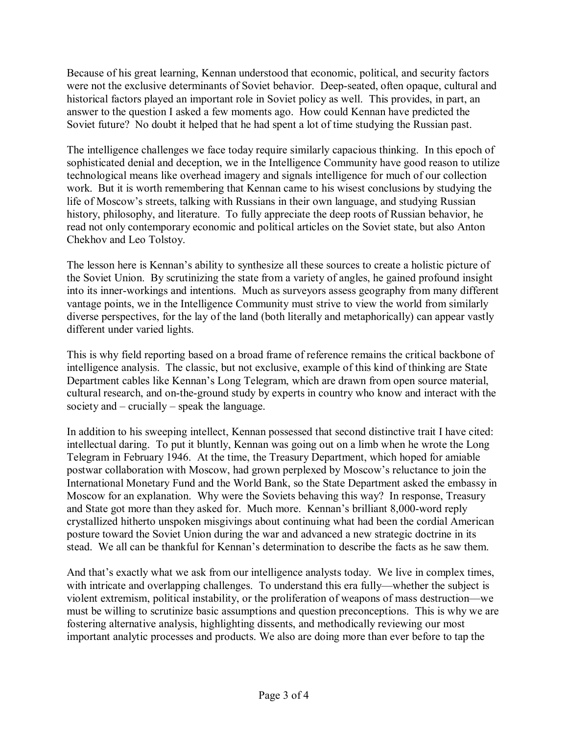Because of his great learning, Kennan understood that economic, political, and security factors were not the exclusive determinants of Soviet behavior. Deep-seated, often opaque, cultural and historical factors played an important role in Soviet policy as well. This provides, in part, an answer to the question I asked a few moments ago. How could Kennan have predicted the Soviet future? No doubt it helped that he had spent a lot of time studying the Russian past.

The intelligence challenges we face today require similarly capacious thinking. In this epoch of sophisticated denial and deception, we in the Intelligence Community have good reason to utilize technological means like overhead imagery and signals intelligence for much of our collection work. But it is worth remembering that Kennan came to his wisest conclusions by studying the life of Moscow's streets, talking with Russians in their own language, and studying Russian history, philosophy, and literature. To fully appreciate the deep roots of Russian behavior, he read not only contemporary economic and political articles on the Soviet state, but also Anton Chekhov and Leo Tolstoy.

The lesson here is Kennan's ability to synthesize all these sources to create a holistic picture of the Soviet Union. By scrutinizing the state from a variety of angles, he gained profound insight into its inner-workings and intentions. Much as surveyors assess geography from many different vantage points, we in the Intelligence Community must strive to view the world from similarly diverse perspectives, for the lay of the land (both literally and metaphorically) can appear vastly different under varied lights.

This is why field reporting based on a broad frame of reference remains the critical backbone of intelligence analysis. The classic, but not exclusive, example of this kind of thinking are State Department cables like Kennan's Long Telegram, which are drawn from open source material, cultural research, and on-the-ground study by experts in country who know and interact with the society and – crucially – speak the language.

In addition to his sweeping intellect, Kennan possessed that second distinctive trait I have cited: intellectual daring. To put it bluntly, Kennan was going out on a limb when he wrote the Long Telegram in February 1946. At the time, the Treasury Department, which hoped for amiable postwar collaboration with Moscow, had grown perplexed by Moscow's reluctance to join the International Monetary Fund and the World Bank, so the State Department asked the embassy in Moscow for an explanation. Why were the Soviets behaving this way? In response, Treasury and State got more than they asked for. Much more. Kennan's brilliant 8,000-word reply crystallized hitherto unspoken misgivings about continuing what had been the cordial American posture toward the Soviet Union during the war and advanced a new strategic doctrine in its stead. We all can be thankful for Kennan's determination to describe the facts as he saw them.

And that's exactly what we ask from our intelligence analysts today. We live in complex times, with intricate and overlapping challenges. To understand this era fully—whether the subject is violent extremism, political instability, or the proliferation of weapons of mass destruction—we must be willing to scrutinize basic assumptions and question preconceptions. This is why we are fostering alternative analysis, highlighting dissents, and methodically reviewing our most important analytic processes and products. We also are doing more than ever before to tap the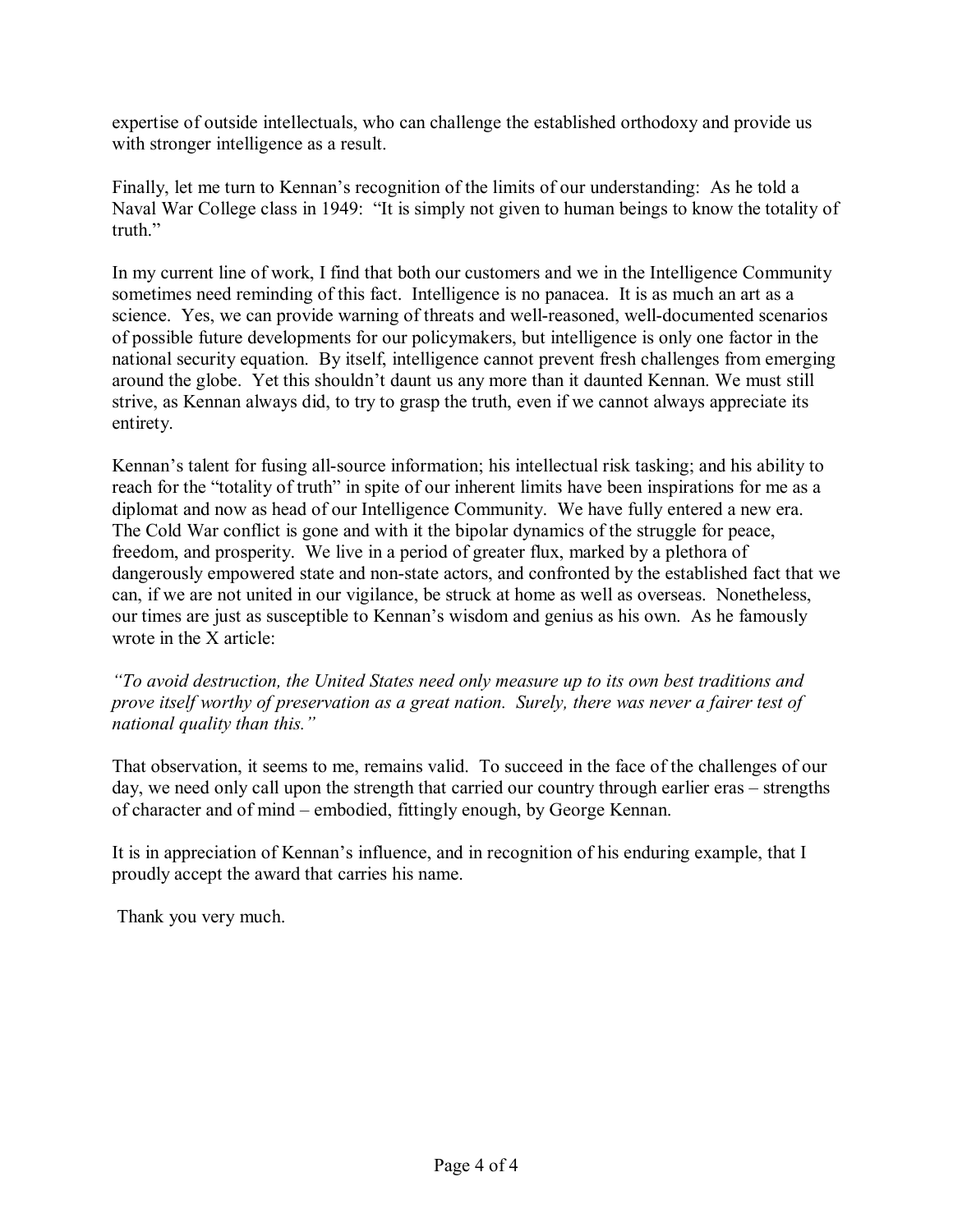expertise of outside intellectuals, who can challenge the established orthodoxy and provide us with stronger intelligence as a result.

Finally, let me turn to Kennan's recognition of the limits of our understanding: As he told a Naval War College class in 1949: "It is simply not given to human beings to know the totality of truth."

In my current line of work, I find that both our customers and we in the Intelligence Community sometimes need reminding of this fact. Intelligence is no panacea. It is as much an art as a science. Yes, we can provide warning of threats and well-reasoned, well-documented scenarios of possible future developments for our policymakers, but intelligence is only one factor in the national security equation. By itself, intelligence cannot prevent fresh challenges from emerging around the globe. Yet this shouldn't daunt us any more than it daunted Kennan. We must still strive, as Kennan always did, to try to grasp the truth, even if we cannot always appreciate its entirety.

Kennan's talent for fusing all-source information; his intellectual risk tasking; and his ability to reach for the "totality of truth" in spite of our inherent limits have been inspirations for me as a diplomat and now as head of our Intelligence Community. We have fully entered a new era. The Cold War conflict is gone and with it the bipolar dynamics of the struggle for peace, freedom, and prosperity. We live in a period of greater flux, marked by a plethora of dangerously empowered state and non-state actors, and confronted by the established fact that we can, if we are not united in our vigilance, be struck at home as well as overseas. Nonetheless, our times are just as susceptible to Kennan's wisdom and genius as his own. As he famously wrote in the X article:

*"To avoid destruction, the United States need only measure up to its own best traditions and prove itself worthy of preservation as a great nation. Surely, there was never a fairer test of national quality than this."*

That observation, it seems to me, remains valid. To succeed in the face of the challenges of our day, we need only call upon the strength that carried our country through earlier eras – strengths of character and of mind – embodied, fittingly enough, by George Kennan.

It is in appreciation of Kennan's influence, and in recognition of his enduring example, that I proudly accept the award that carries his name.

Thank you very much.